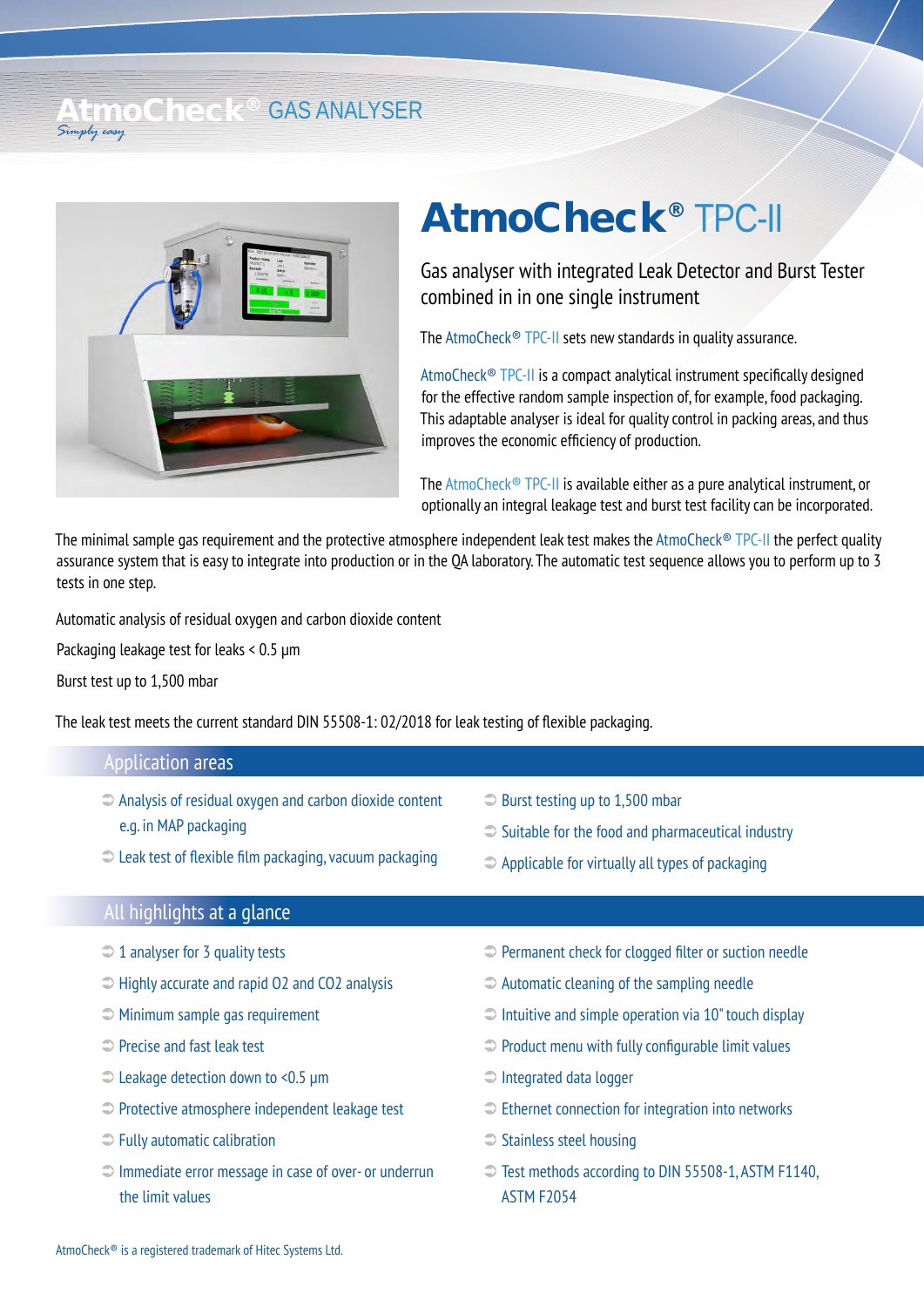AtmoCheck® GAS ANALYSER

*Simply easy*

# AtmoCheck® TPC-II

## Gas analyser with integrated Leak Detector and Burst Tester combined in in one single instrument

The AtmoCheck® TPC-II sets new standards in quality assurance.

AtmoCheck® TPC-II is a compact analytical instrument specifically designed for the effective random sample inspection of, for example, food packaging. This adaptable analyser is ideal for quality control in packing areas, and thus improves the economic efficiency of production.

The AtmoCheck® TPC-II is available either as a pure analytical instrument, or optionally an integral leakage test and burst test facility can be incorporated.

The minimal sample gas requirement and the protective atmosphere independent leak test makes the AtmoCheck® TPC-II the perfect quality assurance system that is easy to integrate into production or in the QA laboratory. The automatic test sequence allows you to perform up to 3 tests in one step.

Automatic analysis of residual oxygen and carbon dioxide content

Packaging leakage test for leaks < 0.5 µm

Burst test up to 1,500 mbar

The leak test meets the current standard DIN 55508-1: 02/2018 for leak testing of flexible packaging.

## Application areas

- Analysis of residual oxygen and carbon dioxide content e.g. in MAP packaging
- Leak test of flexible film packaging, vacuum packaging
- Burst testing up to 1,500 mbar
- Suitable for the food and pharmaceutical industry
- Applicable for virtually all types of packaging

## All highlights at a glance

- 1 analyser for 3 quality tests
- Highly accurate and rapid O2 and CO2 analysis
- Minimum sample gas requirement
- Precise and fast leak test
- Leakage detection down to <0.5 µm
- Protective atmosphere independent leakage test
- Fully automatic calibration
- Immediate error message in case of over- or underrun the limit values
- Permanent check for clogged filter or suction needle
- Automatic cleaning of the sampling needle
- Intuitive and simple operation via 10" touch display
- Product menu with fully configurable limit values
- Integrated data logger
- Ethernet connection for integration into networks
- Stainless steel housing
- Test methods according to DIN 55508-1, ASTM F1140, ASTM F2054

AtmoCheck® is a registered trademark of Hitec Systems Ltd.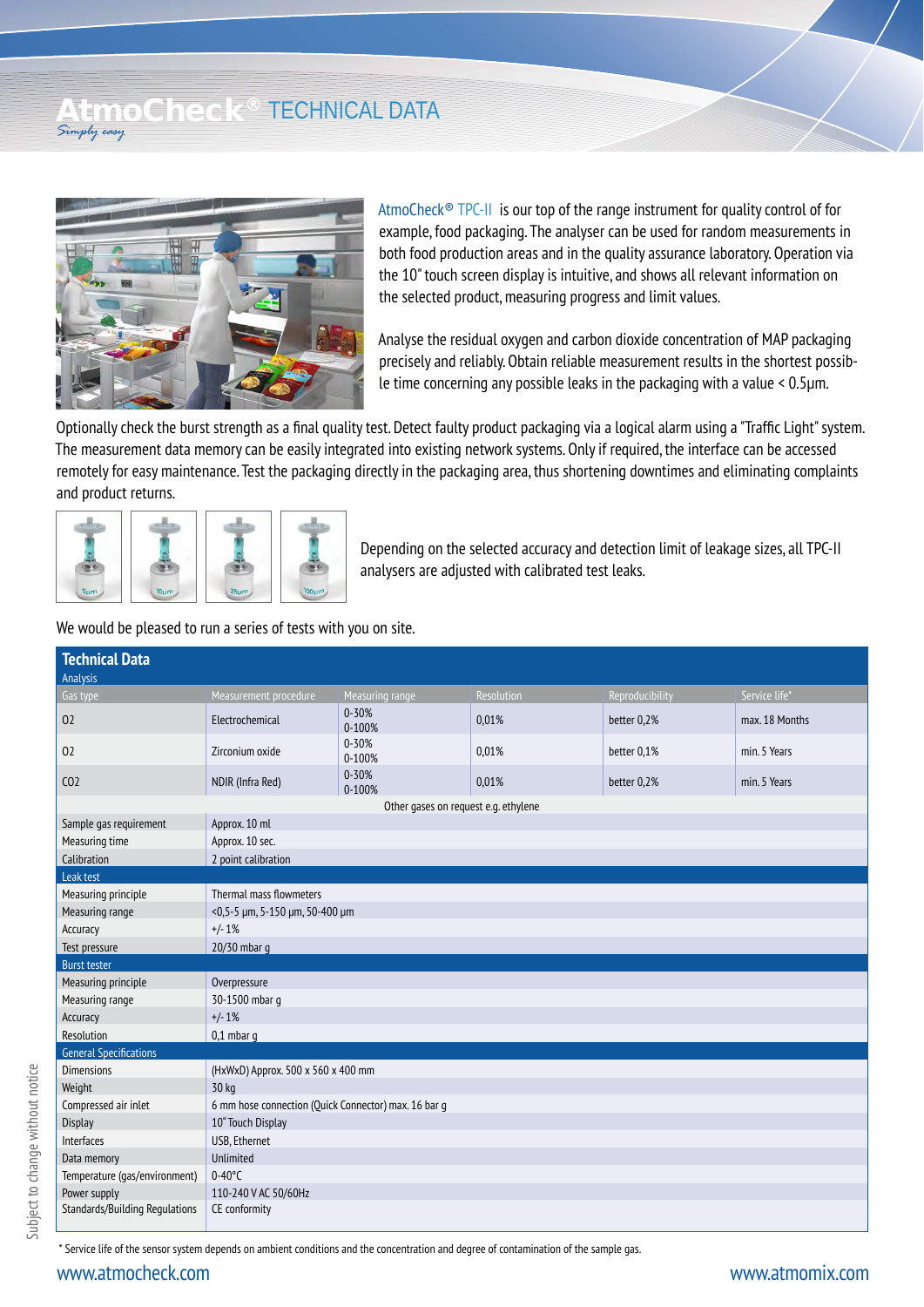# AtmoCheck® TECHNICAL DATA

*Simply easy*

AtmoCheck® TPC-II is our top of the range instrument for quality control of for example, food packaging. The analyser can be used for random measurements in both food production areas and in the quality assurance laboratory. Operation via the 10" touch screen display is intuitive, and shows all relevant information on the selected product, measuring progress and limit values.

Analyse the residual oxygen and carbon dioxide concentration of MAP packaging precisely and reliably. Obtain reliable measurement results in the shortest possible time concerning any possible leaks in the packaging with a value < 0.5µm.

Optionally check the burst strength as a final quality test. Detect faulty product packaging via a logical alarm using a "Traffic Light" system. The measurement data memory can be easily integrated into existing network systems. Only if required, the interface can be accessed remotely for easy maintenance. Test the packaging directly in the packaging area, thus shortening downtimes and eliminating complaints and product returns.

Depending on the selected accuracy and detection limit of leakage sizes, all TPC-II analysers are adjusted with calibrated test leaks.

We would be pleased to run a series of tests with you on site.

## Technical Data

| Analysis | | | | | |
|---|---|---|---|---|---|
| **Gas type** | **Measurement procedure** | **Measuring range** | **Resolution** | **Reproducibility** | **Service life*** |
| O2 | Electrochemical | 0-30%<br>0-100% | 0,01% | better 0,2% | max. 18 Months |
| O2 | Zirconium oxide | 0-30%<br>0-100% | 0,01% | better 0,1% | min. 5 Years |
| CO2 | NDIR (Infra Red) | 0-30%<br>0-100% | 0,01% | better 0,2% | min. 5 Years |
| Other gases on request e.g. ethylene | | | | | |
| Sample gas requirement | Approx. 10 ml | | | | |
| Measuring time | Approx. 10 sec. | | | | |
| Calibration | 2 point calibration | | | | |
| **Leak test** | | | | | |
| Measuring principle | Thermal mass flowmeters | | | | |
| Measuring range | <0,5-5 µm, 5-150 µm, 50-400 µm | | | | |
| Accuracy | +/- 1% | | | | |
| Test pressure | 20/30 mbar g | | | | |
| **Burst tester** | | | | | |
| Measuring principle | Overpressure | | | | |
| Measuring range | 30-1500 mbar g | | | | |
| Accuracy | +/- 1% | | | | |
| Resolution | 0,1 mbar g | | | | |
| **General Specifications** | | | | | |
| Dimensions | (HxWxD) Approx. 500 x 560 x 400 mm | | | | |
| Weight | 30 kg | | | | |
| Compressed air inlet | 6 mm hose connection (Quick Connector) max. 16 bar g | | | | |
| Display | 10" Touch Display | | | | |
| Interfaces | USB, Ethernet | | | | |
| Data memory | Unlimited | | | | |
| Temperature (gas/environment) | 0-40°C | | | | |
| Power supply | 110-240 V AC 50/60Hz | | | | |
| Standards/Building Regulations | CE conformity | | | | |

* Service life of the sensor system depends on ambient conditions and the concentration and degree of contamination of the sample gas.

Subject to change without notice

www.atmocheck.com www.atmomix.com